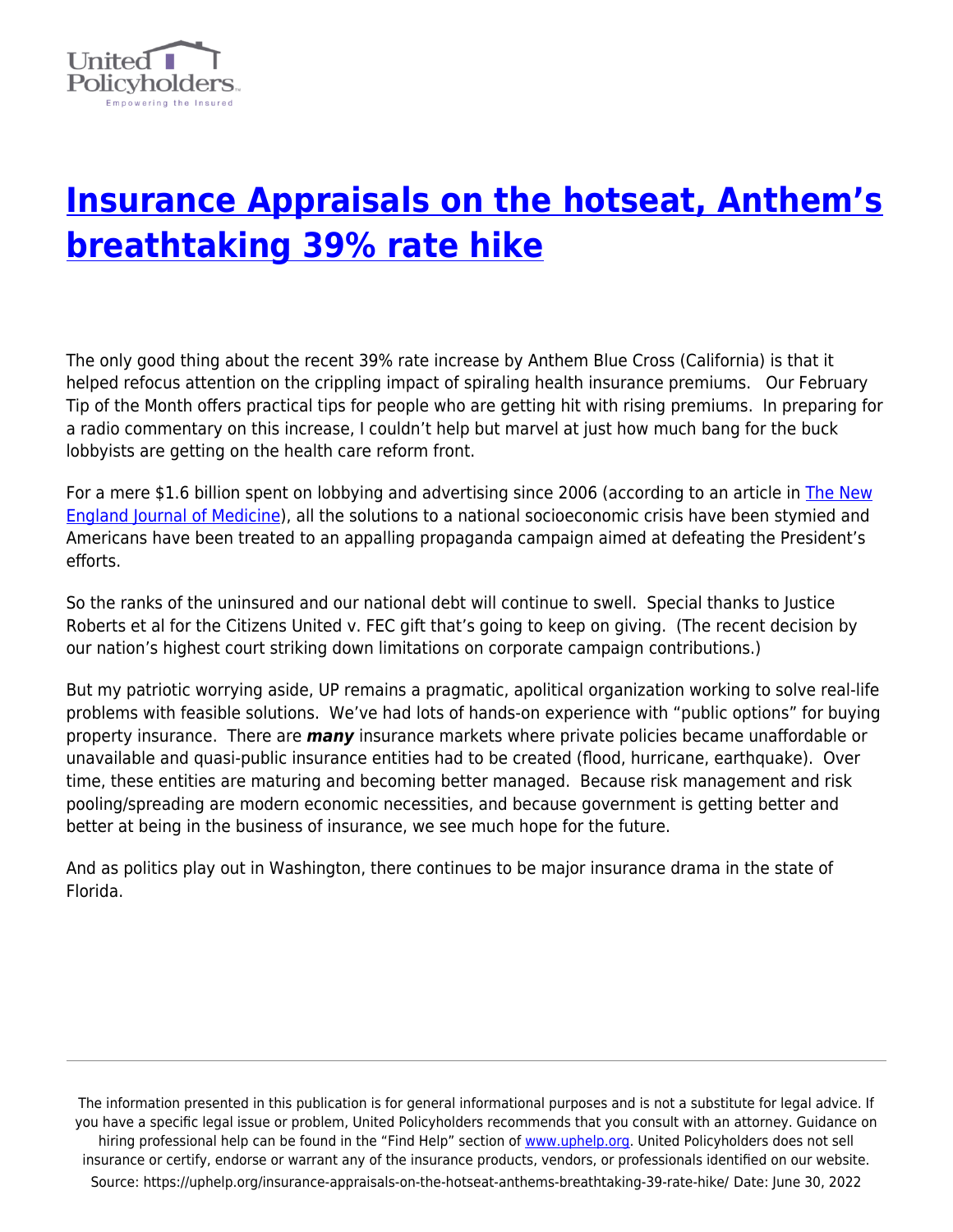# [Insurance Appraisals on the hotseat, Anthem's breathtaking 39% rate hike](https://uphelp.org/insurance-appraisals-on-the-hotseat-anthems-breathtaking-39-rate-hike/)

The only good thing about the recent 39% rate increase by Anthem Blue Cross (California) is that it helped refocus attention on the crippling impact of spiraling health insurance premiums. Our February Tip of the Month offers practical tips for people who are getting hit with rising premiums. In preparing for a radio commentary on this increase, I couldn't help but marvel at just how much bang for the buck lobbyists are getting on the health care reform front.

For a mere $1.6 billion spent on lobbying and advertising since 2006 (according to an article in The New England Journal of Medicine), all the solutions to a national socioeconomic crisis have been stymied and Americans have been treated to an appalling propaganda campaign aimed at defeating the President's efforts.

So the ranks of the uninsured and our national debt will continue to swell. Special thanks to Justice Roberts et al for the Citizens United v. FEC gift that's going to keep on giving. (The recent decision by our nation's highest court striking down limitations on corporate campaign contributions.)

But my patriotic worrying aside, UP remains a pragmatic, apolitical organization working to solve real-life problems with feasible solutions. We've had lots of hands-on experience with "public options" for buying property insurance. There are ***many*** insurance markets where private policies became unaffordable or unavailable and quasi-public insurance entities had to be created (flood, hurricane, earthquake). Over time, these entities are maturing and becoming better managed. Because risk management and risk pooling/spreading are modern economic necessities, and because government is getting better and better at being in the business of insurance, we see much hope for the future.

And as politics play out in Washington, there continues to be major insurance drama in the state of Florida.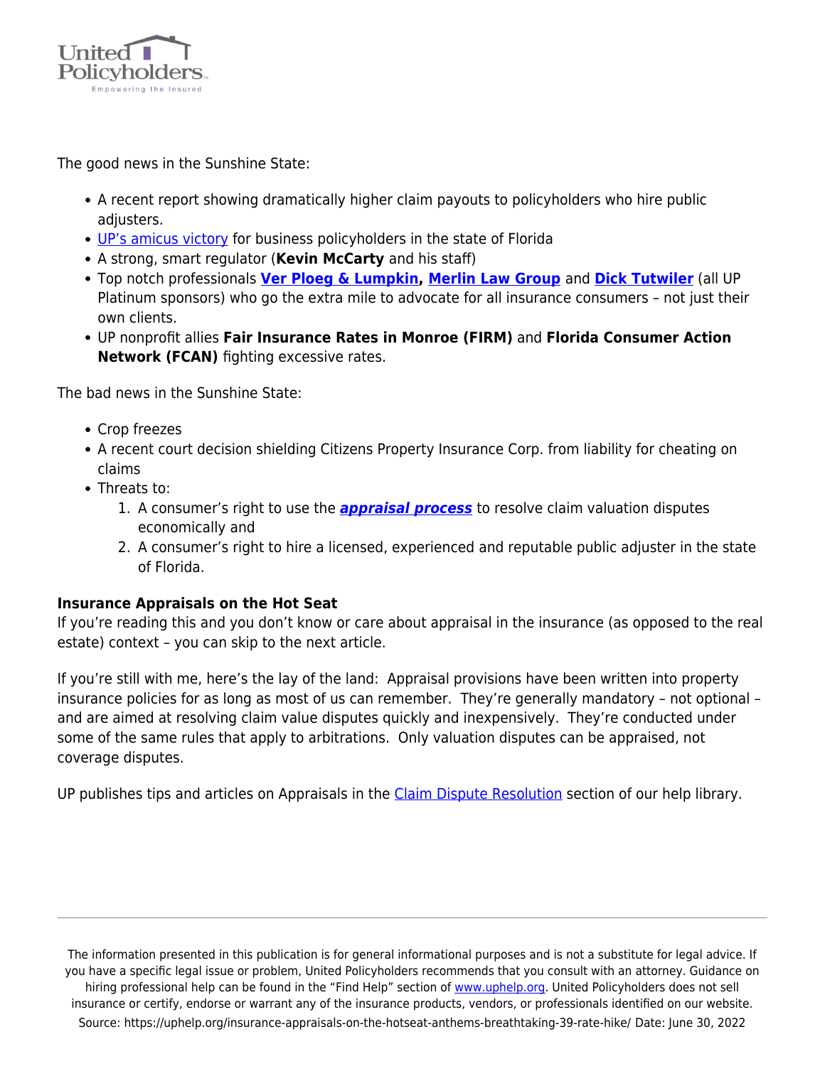The good news in the Sunshine State:

- A recent report showing dramatically higher claim payouts to policyholders who hire public adjusters.
- UP's amicus victory for business policyholders in the state of Florida
- A strong, smart regulator (**Kevin McCarty** and his staff)
- Top notch professionals **Ver Ploeg & Lumpkin, Merlin Law Group** and **Dick Tutwiler** (all UP Platinum sponsors) who go the extra mile to advocate for all insurance consumers – not just their own clients.
- UP nonprofit allies **Fair Insurance Rates in Monroe (FIRM)** and **Florida Consumer Action Network (FCAN)** fighting excessive rates.

The bad news in the Sunshine State:

- Crop freezes
- A recent court decision shielding Citizens Property Insurance Corp. from liability for cheating on claims
- Threats to:
  1. A consumer's right to use the ***appraisal process*** to resolve claim valuation disputes economically and
  2. A consumer's right to hire a licensed, experienced and reputable public adjuster in the state of Florida.

**Insurance Appraisals on the Hot Seat**

If you're reading this and you don't know or care about appraisal in the insurance (as opposed to the real estate) context – you can skip to the next article.

If you're still with me, here's the lay of the land: Appraisal provisions have been written into property insurance policies for as long as most of us can remember. They're generally mandatory – not optional – and are aimed at resolving claim value disputes quickly and inexpensively. They're conducted under some of the same rules that apply to arbitrations. Only valuation disputes can be appraised, not coverage disputes.

UP publishes tips and articles on Appraisals in the Claim Dispute Resolution section of our help library.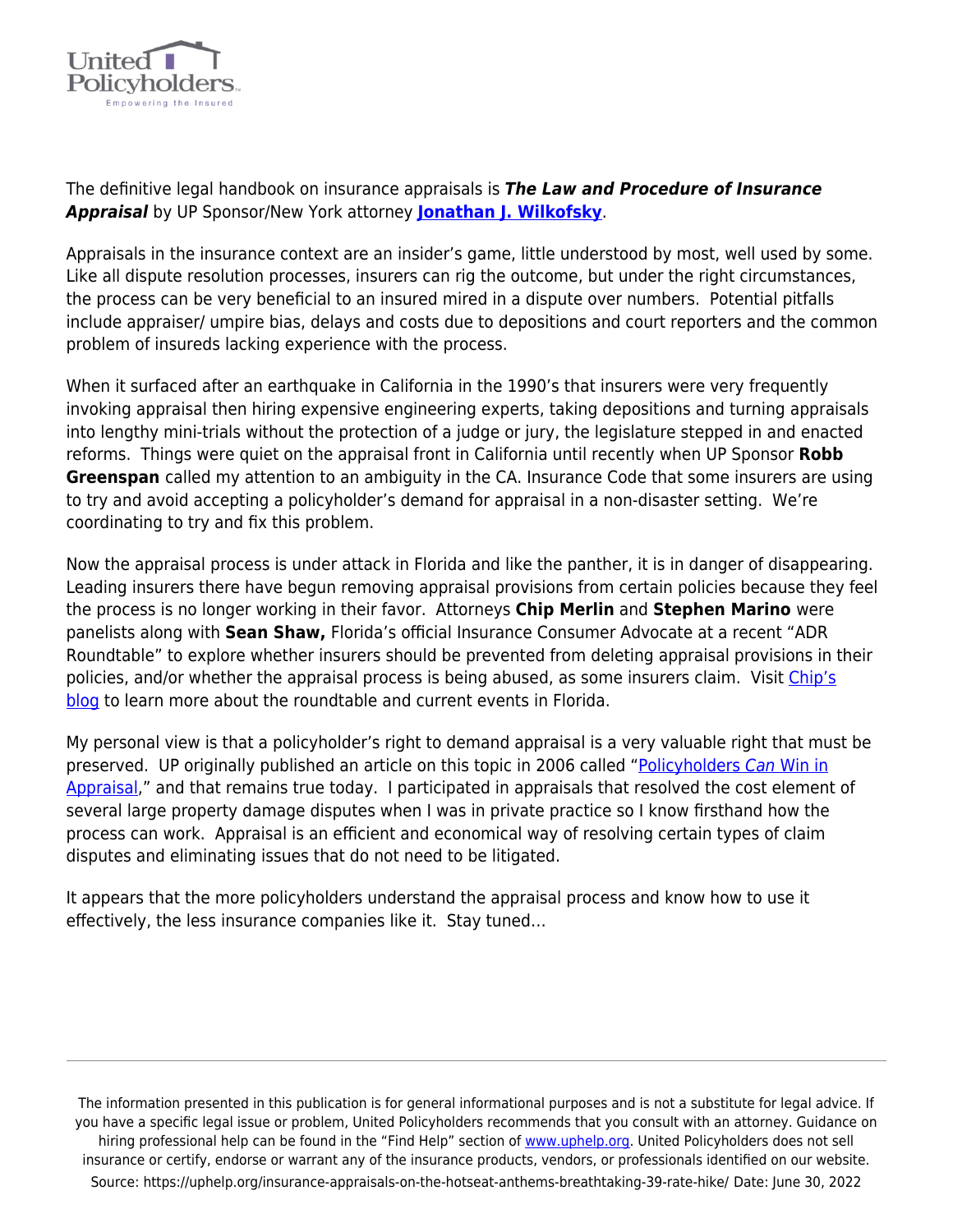The definitive legal handbook on insurance appraisals is ***The Law and Procedure of Insurance Appraisal*** by UP Sponsor/New York attorney **[Jonathan J. Wilkofsky](#)**.

Appraisals in the insurance context are an insider's game, little understood by most, well used by some. Like all dispute resolution processes, insurers can rig the outcome, but under the right circumstances, the process can be very beneficial to an insured mired in a dispute over numbers. Potential pitfalls include appraiser/ umpire bias, delays and costs due to depositions and court reporters and the common problem of insureds lacking experience with the process.

When it surfaced after an earthquake in California in the 1990's that insurers were very frequently invoking appraisal then hiring expensive engineering experts, taking depositions and turning appraisals into lengthy mini-trials without the protection of a judge or jury, the legislature stepped in and enacted reforms. Things were quiet on the appraisal front in California until recently when UP Sponsor **Robb Greenspan** called my attention to an ambiguity in the CA. Insurance Code that some insurers are using to try and avoid accepting a policyholder's demand for appraisal in a non-disaster setting. We're coordinating to try and fix this problem.

Now the appraisal process is under attack in Florida and like the panther, it is in danger of disappearing. Leading insurers there have begun removing appraisal provisions from certain policies because they feel the process is no longer working in their favor. Attorneys **Chip Merlin** and **Stephen Marino** were panelists along with **Sean Shaw,** Florida's official Insurance Consumer Advocate at a recent "ADR Roundtable" to explore whether insurers should be prevented from deleting appraisal provisions in their policies, and/or whether the appraisal process is being abused, as some insurers claim. Visit [Chip's blog](#) to learn more about the roundtable and current events in Florida.

My personal view is that a policyholder's right to demand appraisal is a very valuable right that must be preserved. UP originally published an article on this topic in 2006 called "[Policyholders *Can* Win in Appraisal](#)," and that remains true today. I participated in appraisals that resolved the cost element of several large property damage disputes when I was in private practice so I know firsthand how the process can work. Appraisal is an efficient and economical way of resolving certain types of claim disputes and eliminating issues that do not need to be litigated.

It appears that the more policyholders understand the appraisal process and know how to use it effectively, the less insurance companies like it. Stay tuned…